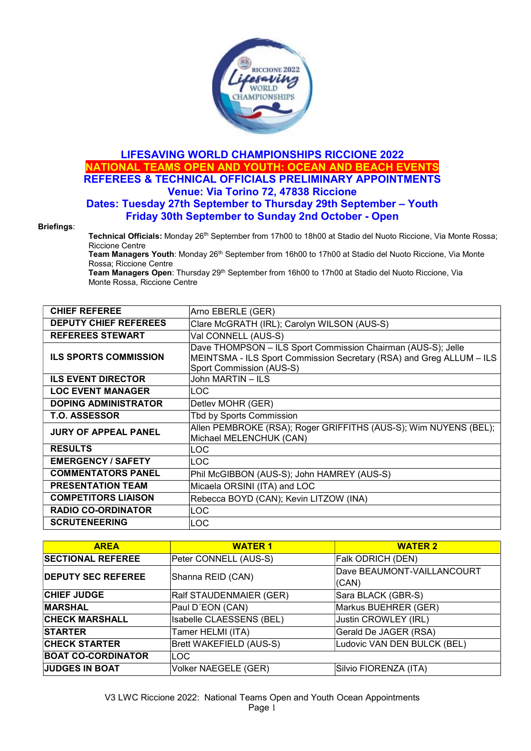# LIFESAVING WORLD CHAMPIONSHIPS RICCIONE 2022

## NATIONAL TEAMS OPEN AND YOUTH: OCEAN AND BEACH EVENTS

## REFEREES & TECHNICAL OFFICIALS PRELIMINARY APPOINTMENTS

### Venue: Via Torino 72, 47838 Riccione

### Dates: Tuesday 27th September to Thursday 29th September – Youth

### Friday 30th September to Sunday 2nd October - Open

**Briefings**:

**Technical Officials:** Monday 26th September from 17h00 to 18h00 at Stadio del Nuoto Riccione, Via Monte Rossa; Riccione Centre

**Team Managers Youth**: Monday 26th September from 16h00 to 17h00 at Stadio del Nuoto Riccione, Via Monte Rossa; Riccione Centre

**Team Managers Open**: Thursday 29th September from 16h00 to 17h00 at Stadio del Nuoto Riccione, Via Monte Rossa, Riccione Centre

| | |
|---|---|
| **CHIEF REFEREE** | Arno EBERLE (GER) |
| **DEPUTY CHIEF REFEREES** | Clare McGRATH (IRL); Carolyn WILSON (AUS-S) |
| **REFEREES STEWART** | Val CONNELL (AUS-S) |
| **ILS SPORTS COMMISSION** | Dave THOMPSON – ILS Sport Commission Chairman (AUS-S); Jelle MEINTSMA - ILS Sport Commission Secretary (RSA) and Greg ALLUM – ILS Sport Commission (AUS-S) |
| **ILS EVENT DIRECTOR** | John MARTIN – ILS |
| **LOC EVENT MANAGER** | LOC |
| **DOPING ADMINISTRATOR** | Detlev MOHR (GER) |
| **T.O. ASSESSOR** | Tbd by Sports Commission |
| **JURY OF APPEAL PANEL** | Allen PEMBROKE (RSA); Roger GRIFFITHS (AUS-S); Wim NUYENS (BEL); Michael MELENCHUK (CAN) |
| **RESULTS** | LOC |
| **EMERGENCY / SAFETY** | LOC |
| **COMMENTATORS PANEL** | Phil McGIBBON (AUS-S); John HAMREY (AUS-S) |
| **PRESENTATION TEAM** | Micaela ORSINI (ITA) and LOC |
| **COMPETITORS LIAISON** | Rebecca BOYD (CAN); Kevin LITZOW (INA) |
| **RADIO CO-ORDINATOR** | LOC |
| **SCRUTENEERING** | LOC |

| AREA | WATER 1 | WATER 2 |
|---|---|---|
| **SECTIONAL REFEREE** | Peter CONNELL (AUS-S) | Falk ODRICH (DEN) |
| **DEPUTY SEC REFEREE** | Shanna REID (CAN) | Dave BEAUMONT-VAILLANCOURT (CAN) |
| **CHIEF JUDGE** | Ralf STAUDENMAIER (GER) | Sara BLACK (GBR-S) |
| **MARSHAL** | Paul D´EON (CAN) | Markus BUEHRER (GER) |
| **CHECK MARSHALL** | Isabelle CLAESSENS (BEL) | Justin CROWLEY (IRL) |
| **STARTER** | Tamer HELMI (ITA) | Gerald De JAGER (RSA) |
| **CHECK STARTER** | Brett WAKEFIELD (AUS-S) | Ludovic VAN DEN BULCK (BEL) |
| **BOAT CO-CORDINATOR** | LOC | |
| **JUDGES IN BOAT** | Volker NAEGELE (GER) | Silvio FIORENZA (ITA) |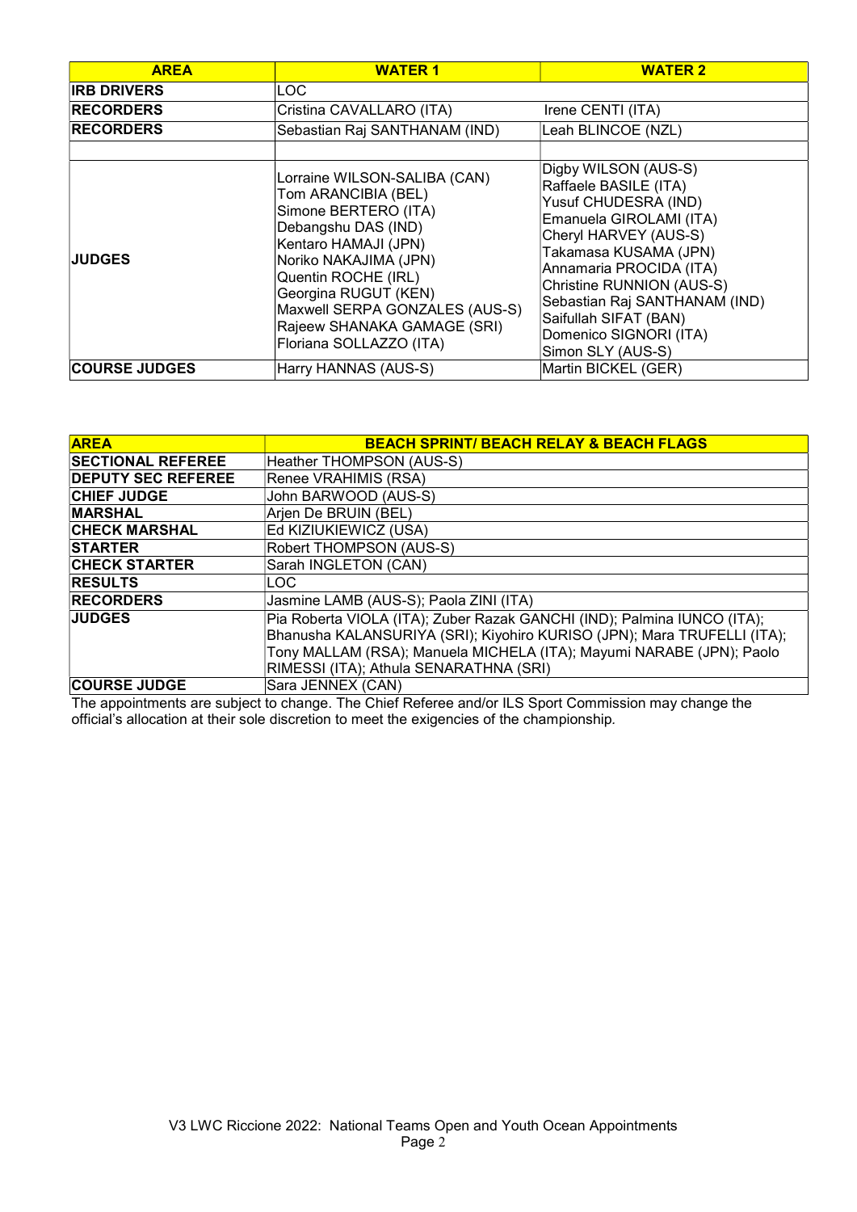| AREA | WATER 1 | WATER 2 |
|---|---|---|
| IRB DRIVERS | LOC | |
| RECORDERS | Cristina CAVALLARO (ITA) | Irene CENTI (ITA) |
| RECORDERS | Sebastian Raj SANTHANAM (IND) | Leah BLINCOE (NZL) |
| | | |
| JUDGES | Lorraine WILSON-SALIBA (CAN)<br>Tom ARANCIBIA (BEL)<br>Simone BERTERO (ITA)<br>Debangshu DAS (IND)<br>Kentaro HAMAJI (JPN)<br>Noriko NAKAJIMA (JPN)<br>Quentin ROCHE (IRL)<br>Georgina RUGUT (KEN)<br>Maxwell SERPA GONZALES (AUS-S)<br>Rajeew SHANAKA GAMAGE (SRI)<br>Floriana SOLLAZZO (ITA) | Digby WILSON (AUS-S)<br>Raffaele BASILE (ITA)<br>Yusuf CHUDESRA (IND)<br>Emanuela GIROLAMI (ITA)<br>Cheryl HARVEY (AUS-S)<br>Takamasa KUSAMA (JPN)<br>Annamaria PROCIDA (ITA)<br>Christine RUNNION (AUS-S)<br>Sebastian Raj SANTHANAM (IND)<br>Saifullah SIFAT (BAN)<br>Domenico SIGNORI (ITA)<br>Simon SLY (AUS-S) |
| COURSE JUDGES | Harry HANNAS (AUS-S) | Martin BICKEL (GER) |

| AREA | BEACH SPRINT/ BEACH RELAY & BEACH FLAGS |
|---|---|
| SECTIONAL REFEREE | Heather THOMPSON (AUS-S) |
| DEPUTY SEC REFEREE | Renee VRAHIMIS (RSA) |
| CHIEF JUDGE | John BARWOOD (AUS-S) |
| MARSHAL | Arjen De BRUIN (BEL) |
| CHECK MARSHAL | Ed KIZIUKIEWICZ (USA) |
| STARTER | Robert THOMPSON (AUS-S) |
| CHECK STARTER | Sarah INGLETON (CAN) |
| RESULTS | LOC |
| RECORDERS | Jasmine LAMB (AUS-S); Paola ZINI (ITA) |
| JUDGES | Pia Roberta VIOLA (ITA); Zuber Razak GANCHI (IND); Palmina IUNCO (ITA); Bhanusha KALANSURIYA (SRI); Kiyohiro KURISO (JPN); Mara TRUFELLI (ITA); Tony MALLAM (RSA); Manuela MICHELA (ITA); Mayumi NARABE (JPN); Paolo RIMESSI (ITA); Athula SENARATHNA (SRI) |
| COURSE JUDGE | Sara JENNEX (CAN) |

The appointments are subject to change. The Chief Referee and/or ILS Sport Commission may change the official's allocation at their sole discretion to meet the exigencies of the championship.